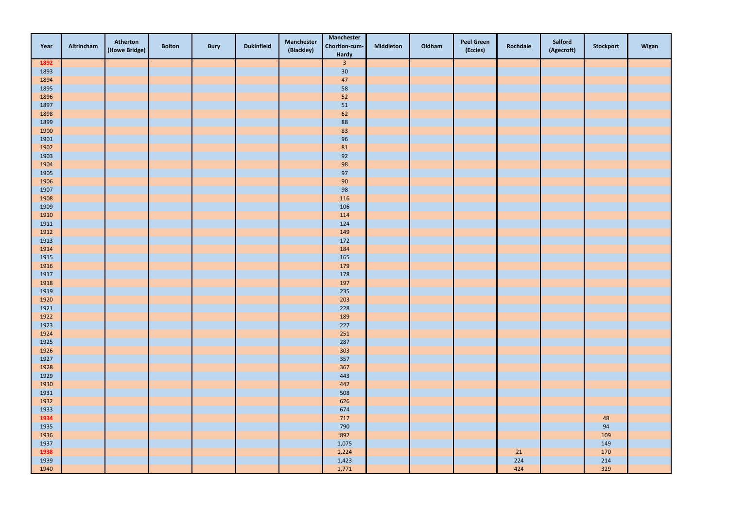| Year | Altrincham | Atherton (Howe Bridge) | Bolton | Bury | Dukinfield | Manchester (Blackley) | Manchester Chorlton-cum-Hardy | Middleton | Oldham | Peel Green (Eccles) | Rochdale | Salford (Agecroft) | Stockport | Wigan |
|---|---|---|---|---|---|---|---|---|---|---|---|---|---|---|
| 1892 | | | | | | | 3 | | | | | | | |
| 1893 | | | | | | | 30 | | | | | | | |
| 1894 | | | | | | | 47 | | | | | | | |
| 1895 | | | | | | | 58 | | | | | | | |
| 1896 | | | | | | | 52 | | | | | | | |
| 1897 | | | | | | | 51 | | | | | | | |
| 1898 | | | | | | | 62 | | | | | | | |
| 1899 | | | | | | | 88 | | | | | | | |
| 1900 | | | | | | | 83 | | | | | | | |
| 1901 | | | | | | | 96 | | | | | | | |
| 1902 | | | | | | | 81 | | | | | | | |
| 1903 | | | | | | | 92 | | | | | | | |
| 1904 | | | | | | | 98 | | | | | | | |
| 1905 | | | | | | | 97 | | | | | | | |
| 1906 | | | | | | | 90 | | | | | | | |
| 1907 | | | | | | | 98 | | | | | | | |
| 1908 | | | | | | | 116 | | | | | | | |
| 1909 | | | | | | | 106 | | | | | | | |
| 1910 | | | | | | | 114 | | | | | | | |
| 1911 | | | | | | | 124 | | | | | | | |
| 1912 | | | | | | | 149 | | | | | | | |
| 1913 | | | | | | | 172 | | | | | | | |
| 1914 | | | | | | | 184 | | | | | | | |
| 1915 | | | | | | | 165 | | | | | | | |
| 1916 | | | | | | | 179 | | | | | | | |
| 1917 | | | | | | | 178 | | | | | | | |
| 1918 | | | | | | | 197 | | | | | | | |
| 1919 | | | | | | | 235 | | | | | | | |
| 1920 | | | | | | | 203 | | | | | | | |
| 1921 | | | | | | | 228 | | | | | | | |
| 1922 | | | | | | | 189 | | | | | | | |
| 1923 | | | | | | | 227 | | | | | | | |
| 1924 | | | | | | | 251 | | | | | | | |
| 1925 | | | | | | | 287 | | | | | | | |
| 1926 | | | | | | | 303 | | | | | | | |
| 1927 | | | | | | | 357 | | | | | | | |
| 1928 | | | | | | | 367 | | | | | | | |
| 1929 | | | | | | | 443 | | | | | | | |
| 1930 | | | | | | | 442 | | | | | | | |
| 1931 | | | | | | | 508 | | | | | | | |
| 1932 | | | | | | | 626 | | | | | | | |
| 1933 | | | | | | | 674 | | | | | | | |
| 1934 | | | | | | | 717 | | | | | | 48 | |
| 1935 | | | | | | | 790 | | | | | | 94 | |
| 1936 | | | | | | | 892 | | | | | | 109 | |
| 1937 | | | | | | | 1,075 | | | | | | 149 | |
| 1938 | | | | | | | 1,224 | | | | 21 | | 170 | |
| 1939 | | | | | | | 1,423 | | | | 224 | | 214 | |
| 1940 | | | | | | | 1,771 | | | | 424 | | 329 | |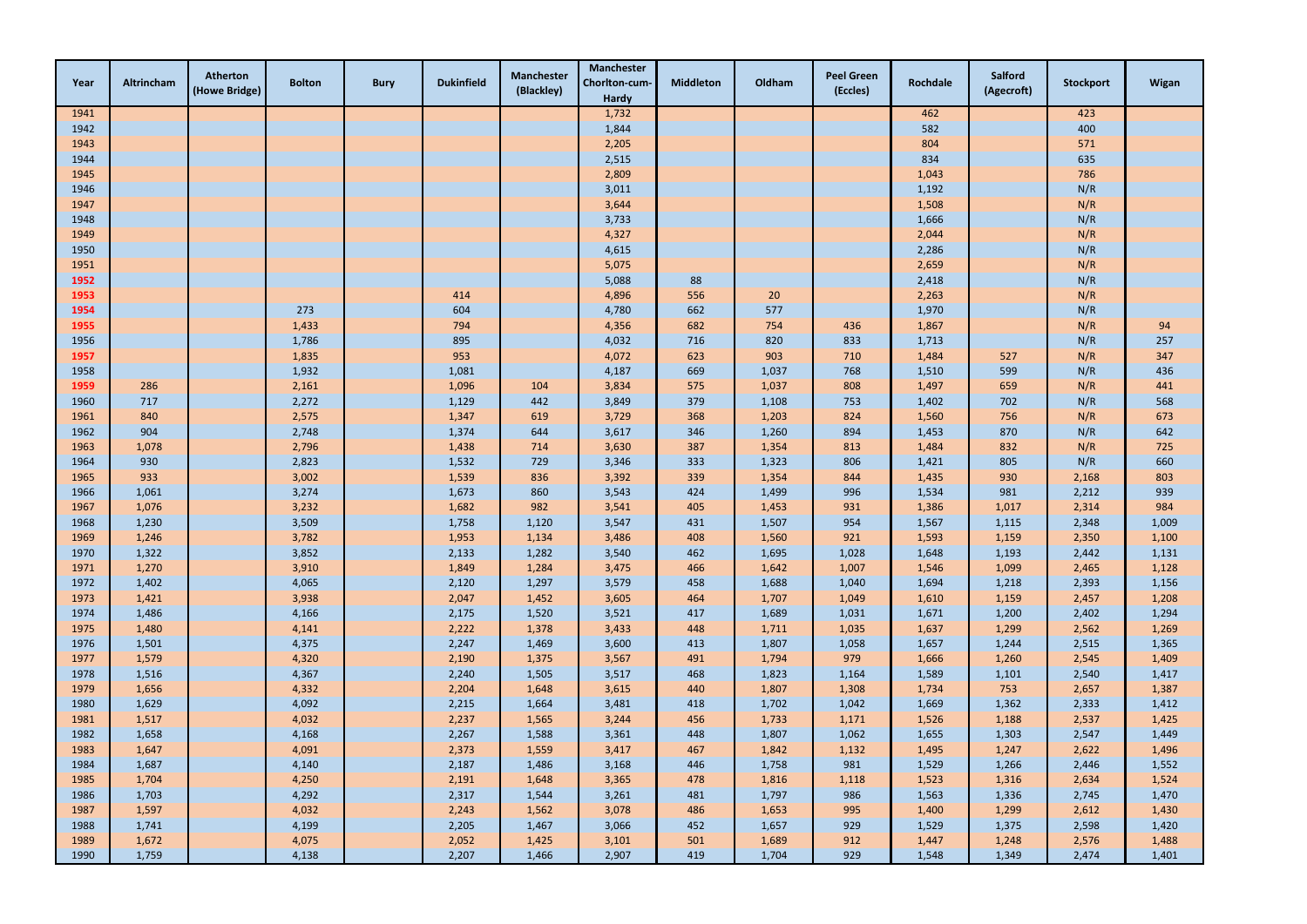| Year | Altrincham | Atherton (Howe Bridge) | Bolton | Bury | Dukinfield | Manchester (Blackley) | Manchester Chorlton-cum-Hardy | Middleton | Oldham | Peel Green (Eccles) | Rochdale | Salford (Agecroft) | Stockport | Wigan |
|---|---|---|---|---|---|---|---|---|---|---|---|---|---|---|
| 1941 | | | | | | | 1,732 | | | | 462 | | 423 | |
| 1942 | | | | | | | 1,844 | | | | 582 | | 400 | |
| 1943 | | | | | | | 2,205 | | | | 804 | | 571 | |
| 1944 | | | | | | | 2,515 | | | | 834 | | 635 | |
| 1945 | | | | | | | 2,809 | | | | 1,043 | | 786 | |
| 1946 | | | | | | | 3,011 | | | | 1,192 | | N/R | |
| 1947 | | | | | | | 3,644 | | | | 1,508 | | N/R | |
| 1948 | | | | | | | 3,733 | | | | 1,666 | | N/R | |
| 1949 | | | | | | | 4,327 | | | | 2,044 | | N/R | |
| 1950 | | | | | | | 4,615 | | | | 2,286 | | N/R | |
| 1951 | | | | | | | 5,075 | | | | 2,659 | | N/R | |
| 1952 | | | | | | | 5,088 | 88 | | | 2,418 | | N/R | |
| 1953 | | | | | 414 | | 4,896 | 556 | 20 | | 2,263 | | N/R | |
| 1954 | | | 273 | | 604 | | 4,780 | 662 | 577 | | 1,970 | | N/R | |
| 1955 | | | 1,433 | | 794 | | 4,356 | 682 | 754 | 436 | 1,867 | | N/R | 94 |
| 1956 | | | 1,786 | | 895 | | 4,032 | 716 | 820 | 833 | 1,713 | | N/R | 257 |
| 1957 | | | 1,835 | | 953 | | 4,072 | 623 | 903 | 710 | 1,484 | 527 | N/R | 347 |
| 1958 | | | 1,932 | | 1,081 | | 4,187 | 669 | 1,037 | 768 | 1,510 | 599 | N/R | 436 |
| 1959 | 286 | | 2,161 | | 1,096 | 104 | 3,834 | 575 | 1,037 | 808 | 1,497 | 659 | N/R | 441 |
| 1960 | 717 | | 2,272 | | 1,129 | 442 | 3,849 | 379 | 1,108 | 753 | 1,402 | 702 | N/R | 568 |
| 1961 | 840 | | 2,575 | | 1,347 | 619 | 3,729 | 368 | 1,203 | 824 | 1,560 | 756 | N/R | 673 |
| 1962 | 904 | | 2,748 | | 1,374 | 644 | 3,617 | 346 | 1,260 | 894 | 1,453 | 870 | N/R | 642 |
| 1963 | 1,078 | | 2,796 | | 1,438 | 714 | 3,630 | 387 | 1,354 | 813 | 1,484 | 832 | N/R | 725 |
| 1964 | 930 | | 2,823 | | 1,532 | 729 | 3,346 | 333 | 1,323 | 806 | 1,421 | 805 | N/R | 660 |
| 1965 | 933 | | 3,002 | | 1,539 | 836 | 3,392 | 339 | 1,354 | 844 | 1,435 | 930 | 2,168 | 803 |
| 1966 | 1,061 | | 3,274 | | 1,673 | 860 | 3,543 | 424 | 1,499 | 996 | 1,534 | 981 | 2,212 | 939 |
| 1967 | 1,076 | | 3,232 | | 1,682 | 982 | 3,541 | 405 | 1,453 | 931 | 1,386 | 1,017 | 2,314 | 984 |
| 1968 | 1,230 | | 3,509 | | 1,758 | 1,120 | 3,547 | 431 | 1,507 | 954 | 1,567 | 1,115 | 2,348 | 1,009 |
| 1969 | 1,246 | | 3,782 | | 1,953 | 1,134 | 3,486 | 408 | 1,560 | 921 | 1,593 | 1,159 | 2,350 | 1,100 |
| 1970 | 1,322 | | 3,852 | | 2,133 | 1,282 | 3,540 | 462 | 1,695 | 1,028 | 1,648 | 1,193 | 2,442 | 1,131 |
| 1971 | 1,270 | | 3,910 | | 1,849 | 1,284 | 3,475 | 466 | 1,642 | 1,007 | 1,546 | 1,099 | 2,465 | 1,128 |
| 1972 | 1,402 | | 4,065 | | 2,120 | 1,297 | 3,579 | 458 | 1,688 | 1,040 | 1,694 | 1,218 | 2,393 | 1,156 |
| 1973 | 1,421 | | 3,938 | | 2,047 | 1,452 | 3,605 | 464 | 1,707 | 1,049 | 1,610 | 1,159 | 2,457 | 1,208 |
| 1974 | 1,486 | | 4,166 | | 2,175 | 1,520 | 3,521 | 417 | 1,689 | 1,031 | 1,671 | 1,200 | 2,402 | 1,294 |
| 1975 | 1,480 | | 4,141 | | 2,222 | 1,378 | 3,433 | 448 | 1,711 | 1,035 | 1,637 | 1,299 | 2,562 | 1,269 |
| 1976 | 1,501 | | 4,375 | | 2,247 | 1,469 | 3,600 | 413 | 1,807 | 1,058 | 1,657 | 1,244 | 2,515 | 1,365 |
| 1977 | 1,579 | | 4,320 | | 2,190 | 1,375 | 3,567 | 491 | 1,794 | 979 | 1,666 | 1,260 | 2,545 | 1,409 |
| 1978 | 1,516 | | 4,367 | | 2,240 | 1,505 | 3,517 | 468 | 1,823 | 1,164 | 1,589 | 1,101 | 2,540 | 1,417 |
| 1979 | 1,656 | | 4,332 | | 2,204 | 1,648 | 3,615 | 440 | 1,807 | 1,308 | 1,734 | 753 | 2,657 | 1,387 |
| 1980 | 1,629 | | 4,092 | | 2,215 | 1,664 | 3,481 | 418 | 1,702 | 1,042 | 1,669 | 1,362 | 2,333 | 1,412 |
| 1981 | 1,517 | | 4,032 | | 2,237 | 1,565 | 3,244 | 456 | 1,733 | 1,171 | 1,526 | 1,188 | 2,537 | 1,425 |
| 1982 | 1,658 | | 4,168 | | 2,267 | 1,588 | 3,361 | 448 | 1,807 | 1,062 | 1,655 | 1,303 | 2,547 | 1,449 |
| 1983 | 1,647 | | 4,091 | | 2,373 | 1,559 | 3,417 | 467 | 1,842 | 1,132 | 1,495 | 1,247 | 2,622 | 1,496 |
| 1984 | 1,687 | | 4,140 | | 2,187 | 1,486 | 3,168 | 446 | 1,758 | 981 | 1,529 | 1,266 | 2,446 | 1,552 |
| 1985 | 1,704 | | 4,250 | | 2,191 | 1,648 | 3,365 | 478 | 1,816 | 1,118 | 1,523 | 1,316 | 2,634 | 1,524 |
| 1986 | 1,703 | | 4,292 | | 2,317 | 1,544 | 3,261 | 481 | 1,797 | 986 | 1,563 | 1,336 | 2,745 | 1,470 |
| 1987 | 1,597 | | 4,032 | | 2,243 | 1,562 | 3,078 | 486 | 1,653 | 995 | 1,400 | 1,299 | 2,612 | 1,430 |
| 1988 | 1,741 | | 4,199 | | 2,205 | 1,467 | 3,066 | 452 | 1,657 | 929 | 1,529 | 1,375 | 2,598 | 1,420 |
| 1989 | 1,672 | | 4,075 | | 2,052 | 1,425 | 3,101 | 501 | 1,689 | 912 | 1,447 | 1,248 | 2,576 | 1,488 |
| 1990 | 1,759 | | 4,138 | | 2,207 | 1,466 | 2,907 | 419 | 1,704 | 929 | 1,548 | 1,349 | 2,474 | 1,401 |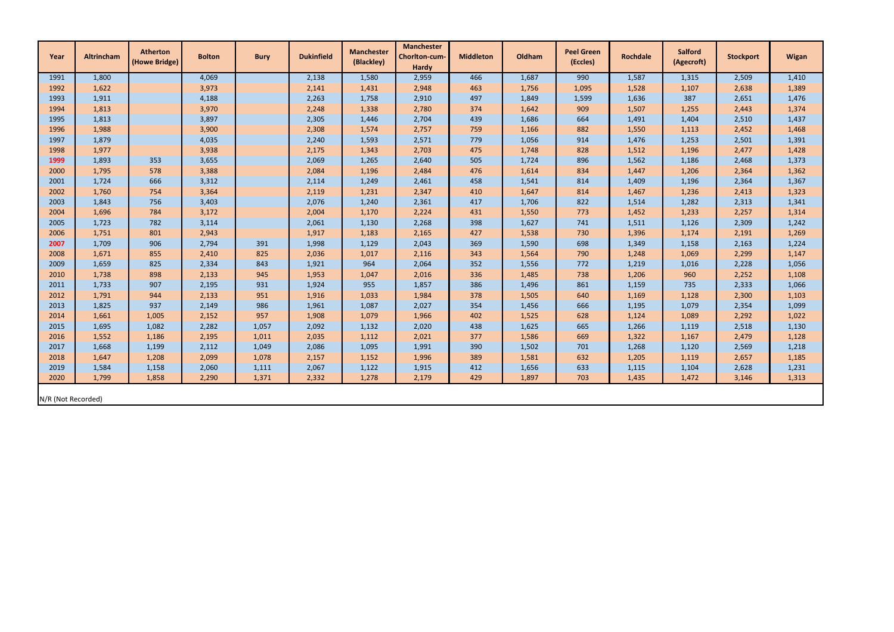| Year | Altrincham | Atherton (Howe Bridge) | Bolton | Bury | Dukinfield | Manchester (Blackley) | Manchester Chorlton-cum-Hardy | Middleton | Oldham | Peel Green (Eccles) | Rochdale | Salford (Agecroft) | Stockport | Wigan |
|---|---|---|---|---|---|---|---|---|---|---|---|---|---|---|
| 1991 | 1,800 | | 4,069 | | 2,138 | 1,580 | 2,959 | 466 | 1,687 | 990 | 1,587 | 1,315 | 2,509 | 1,410 |
| 1992 | 1,622 | | 3,973 | | 2,141 | 1,431 | 2,948 | 463 | 1,756 | 1,095 | 1,528 | 1,107 | 2,638 | 1,389 |
| 1993 | 1,911 | | 4,188 | | 2,263 | 1,758 | 2,910 | 497 | 1,849 | 1,599 | 1,636 | 387 | 2,651 | 1,476 |
| 1994 | 1,813 | | 3,970 | | 2,248 | 1,338 | 2,780 | 374 | 1,642 | 909 | 1,507 | 1,255 | 2,443 | 1,374 |
| 1995 | 1,813 | | 3,897 | | 2,305 | 1,446 | 2,704 | 439 | 1,686 | 664 | 1,491 | 1,404 | 2,510 | 1,437 |
| 1996 | 1,988 | | 3,900 | | 2,308 | 1,574 | 2,757 | 759 | 1,166 | 882 | 1,550 | 1,113 | 2,452 | 1,468 |
| 1997 | 1,879 | | 4,035 | | 2,240 | 1,593 | 2,571 | 779 | 1,056 | 914 | 1,476 | 1,253 | 2,501 | 1,391 |
| 1998 | 1,977 | | 3,938 | | 2,175 | 1,343 | 2,703 | 475 | 1,748 | 828 | 1,512 | 1,196 | 2,477 | 1,428 |
| 1999 | 1,893 | 353 | 3,655 | | 2,069 | 1,265 | 2,640 | 505 | 1,724 | 896 | 1,562 | 1,186 | 2,468 | 1,373 |
| 2000 | 1,795 | 578 | 3,388 | | 2,084 | 1,196 | 2,484 | 476 | 1,614 | 834 | 1,447 | 1,206 | 2,364 | 1,362 |
| 2001 | 1,724 | 666 | 3,312 | | 2,114 | 1,249 | 2,461 | 458 | 1,541 | 814 | 1,409 | 1,196 | 2,364 | 1,367 |
| 2002 | 1,760 | 754 | 3,364 | | 2,119 | 1,231 | 2,347 | 410 | 1,647 | 814 | 1,467 | 1,236 | 2,413 | 1,323 |
| 2003 | 1,843 | 756 | 3,403 | | 2,076 | 1,240 | 2,361 | 417 | 1,706 | 822 | 1,514 | 1,282 | 2,313 | 1,341 |
| 2004 | 1,696 | 784 | 3,172 | | 2,004 | 1,170 | 2,224 | 431 | 1,550 | 773 | 1,452 | 1,233 | 2,257 | 1,314 |
| 2005 | 1,723 | 782 | 3,114 | | 2,061 | 1,130 | 2,268 | 398 | 1,627 | 741 | 1,511 | 1,126 | 2,309 | 1,242 |
| 2006 | 1,751 | 801 | 2,943 | | 1,917 | 1,183 | 2,165 | 427 | 1,538 | 730 | 1,396 | 1,174 | 2,191 | 1,269 |
| 2007 | 1,709 | 906 | 2,794 | 391 | 1,998 | 1,129 | 2,043 | 369 | 1,590 | 698 | 1,349 | 1,158 | 2,163 | 1,224 |
| 2008 | 1,671 | 855 | 2,410 | 825 | 2,036 | 1,017 | 2,116 | 343 | 1,564 | 790 | 1,248 | 1,069 | 2,299 | 1,147 |
| 2009 | 1,659 | 825 | 2,334 | 843 | 1,921 | 964 | 2,064 | 352 | 1,556 | 772 | 1,219 | 1,016 | 2,228 | 1,056 |
| 2010 | 1,738 | 898 | 2,133 | 945 | 1,953 | 1,047 | 2,016 | 336 | 1,485 | 738 | 1,206 | 960 | 2,252 | 1,108 |
| 2011 | 1,733 | 907 | 2,195 | 931 | 1,924 | 955 | 1,857 | 386 | 1,496 | 861 | 1,159 | 735 | 2,333 | 1,066 |
| 2012 | 1,791 | 944 | 2,133 | 951 | 1,916 | 1,033 | 1,984 | 378 | 1,505 | 640 | 1,169 | 1,128 | 2,300 | 1,103 |
| 2013 | 1,825 | 937 | 2,149 | 986 | 1,961 | 1,087 | 2,027 | 354 | 1,456 | 666 | 1,195 | 1,079 | 2,354 | 1,099 |
| 2014 | 1,661 | 1,005 | 2,152 | 957 | 1,908 | 1,079 | 1,966 | 402 | 1,525 | 628 | 1,124 | 1,089 | 2,292 | 1,022 |
| 2015 | 1,695 | 1,082 | 2,282 | 1,057 | 2,092 | 1,132 | 2,020 | 438 | 1,625 | 665 | 1,266 | 1,119 | 2,518 | 1,130 |
| 2016 | 1,552 | 1,186 | 2,195 | 1,011 | 2,035 | 1,112 | 2,021 | 377 | 1,586 | 669 | 1,322 | 1,167 | 2,479 | 1,128 |
| 2017 | 1,668 | 1,199 | 2,112 | 1,049 | 2,086 | 1,095 | 1,991 | 390 | 1,502 | 701 | 1,268 | 1,120 | 2,569 | 1,218 |
| 2018 | 1,647 | 1,208 | 2,099 | 1,078 | 2,157 | 1,152 | 1,996 | 389 | 1,581 | 632 | 1,205 | 1,119 | 2,657 | 1,185 |
| 2019 | 1,584 | 1,158 | 2,060 | 1,111 | 2,067 | 1,122 | 1,915 | 412 | 1,656 | 633 | 1,115 | 1,104 | 2,628 | 1,231 |
| 2020 | 1,799 | 1,858 | 2,290 | 1,371 | 2,332 | 1,278 | 2,179 | 429 | 1,897 | 703 | 1,435 | 1,472 | 3,146 | 1,313 |

N/R (Not Recorded)